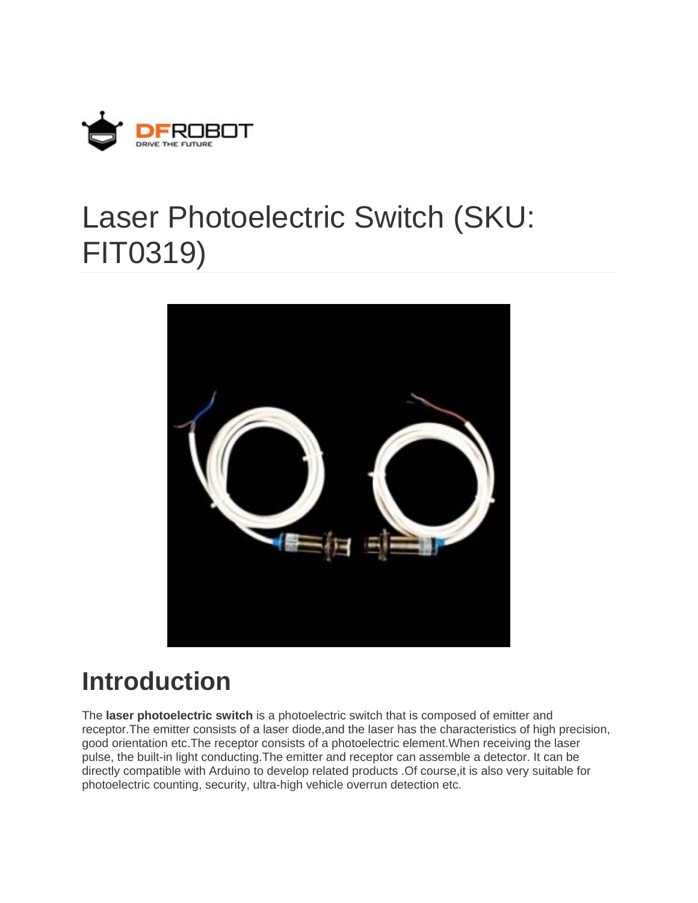# Laser Photoelectric Switch (SKU: FIT0319)

## Introduction

The **laser photoelectric switch** is a photoelectric switch that is composed of emitter and receptor.The emitter consists of a laser diode,and the laser has the characteristics of high precision, good orientation etc.The receptor consists of a photoelectric element.When receiving the laser pulse, the built-in light conducting.The emitter and receptor can assemble a detector. It can be directly compatible with Arduino to develop related products .Of course,it is also very suitable for photoelectric counting, security, ultra-high vehicle overrun detection etc.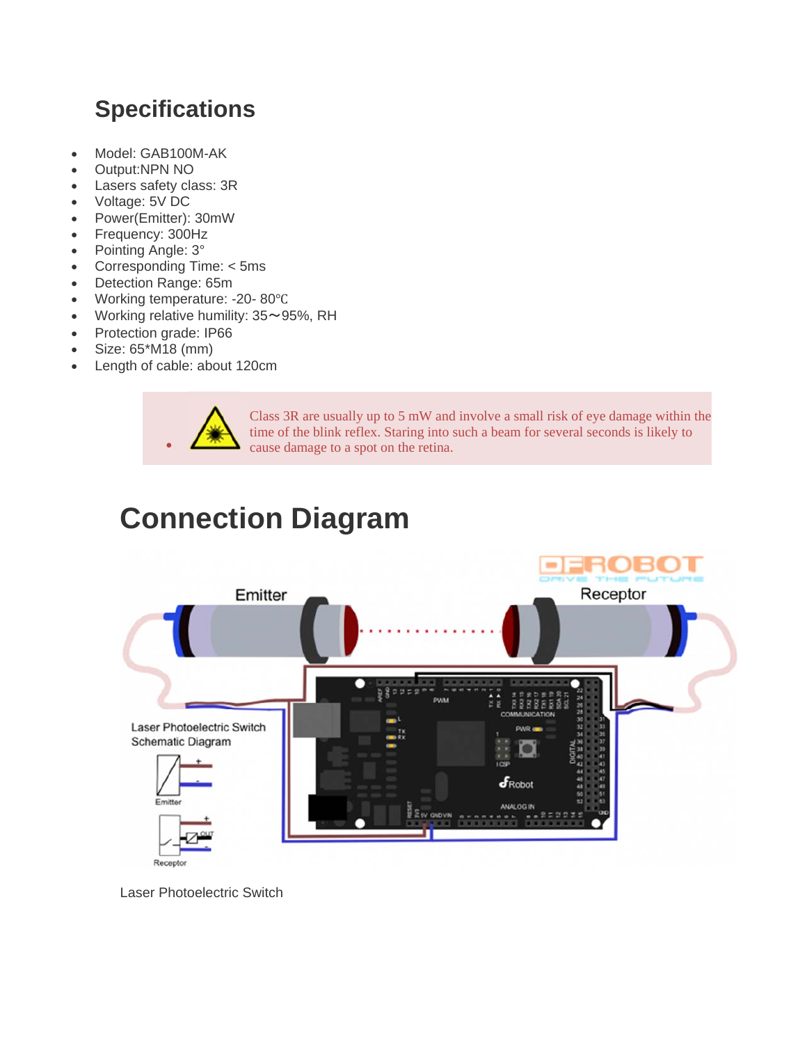## Specifications

- Model: GAB100M-AK
- Output:NPN NO
- Lasers safety class: 3R
- Voltage: 5V DC
- Power(Emitter): 30mW
- Frequency: 300Hz
- Pointing Angle: 3°
- Corresponding Time: < 5ms
- Detection Range: 65m
- Working temperature: -20- 80℃
- Working relative humility: 35～95%, RH
- Protection grade: IP66
- Size: 65*M18 (mm)
- Length of cable: about 120cm

> Class 3R are usually up to 5 mW and involve a small risk of eye damage within the time of the blink reflex. Staring into such a beam for several seconds is likely to cause damage to a spot on the retina.

# Connection Diagram

Laser Photoelectric Switch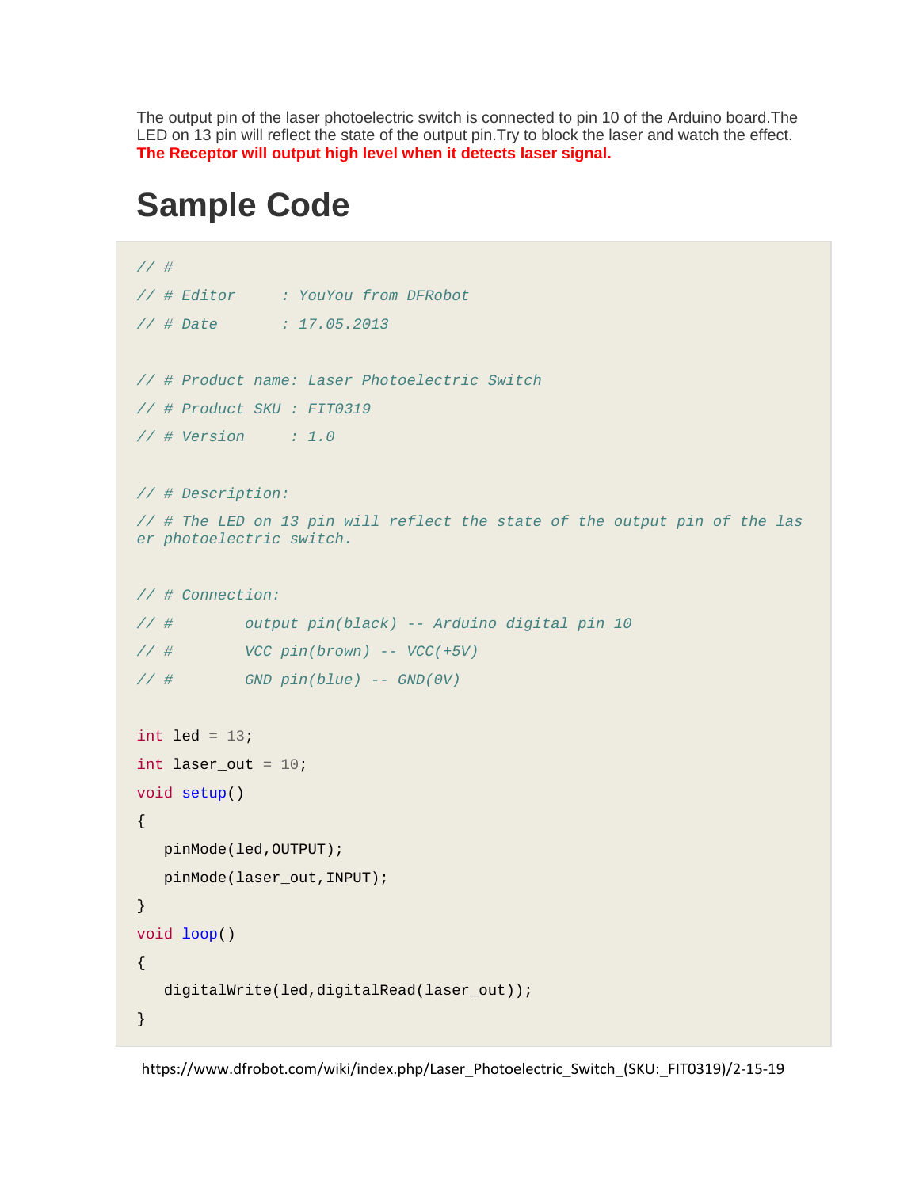The output pin of the laser photoelectric switch is connected to pin 10 of the Arduino board.The LED on 13 pin will reflect the state of the output pin.Try to block the laser and watch the effect. **The Receptor will output high level when it detects laser signal.**

# Sample Code

```
// #
// # Editor     : YouYou from DFRobot
// # Date       : 17.05.2013

// # Product name: Laser Photoelectric Switch
// # Product SKU : FIT0319
// # Version     : 1.0

// # Description:
// # The LED on 13 pin will reflect the state of the output pin of the laser photoelectric switch.

// # Connection:
// #        output pin(black) -- Arduino digital pin 10
// #        VCC pin(brown) -- VCC(+5V)
// #        GND pin(blue) -- GND(0V)

int led = 13;
int laser_out = 10;
void setup()
{
   pinMode(led,OUTPUT);
   pinMode(laser_out,INPUT);
}
void loop()
{
   digitalWrite(led,digitalRead(laser_out));
}
```

https://www.dfrobot.com/wiki/index.php/Laser_Photoelectric_Switch_(SKU:_FIT0319)/2-15-19